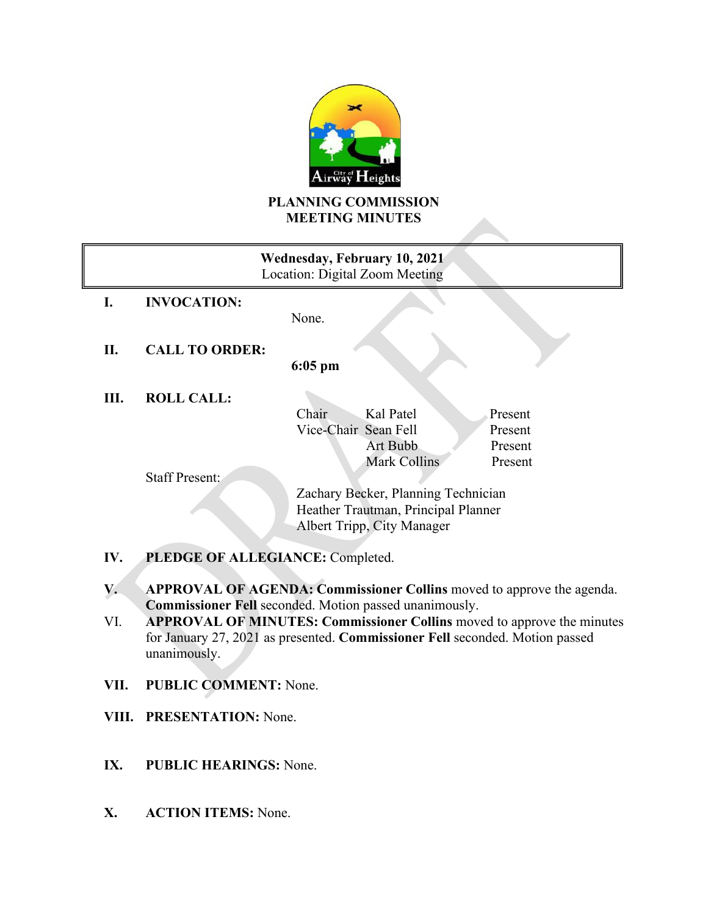**PLANNING COMMISSION**
**MEETING MINUTES**

**Wednesday, February 10, 2021**
Location: Digital Zoom Meeting

**I. INVOCATION:** None.

**II. CALL TO ORDER:** **6:05 pm**

**III. ROLL CALL:**

| | | |
|---|---|---|
| Chair | Kal Patel | Present |
| Vice-Chair | Sean Fell | Present |
| | Art Bubb | Present |
| | Mark Collins | Present |

Staff Present:

Zachary Becker, Planning Technician
Heather Trautman, Principal Planner
Albert Tripp, City Manager

**IV. PLEDGE OF ALLEGIANCE:** Completed.

**V. APPROVAL OF AGENDA: Commissioner Collins** moved to approve the agenda. **Commissioner Fell** seconded. Motion passed unanimously.

VI. **APPROVAL OF MINUTES: Commissioner Collins** moved to approve the minutes for January 27, 2021 as presented. **Commissioner Fell** seconded. Motion passed unanimously.

**VII. PUBLIC COMMENT:** None.

**VIII. PRESENTATION:** None.

**IX. PUBLIC HEARINGS:** None.

**X. ACTION ITEMS:** None.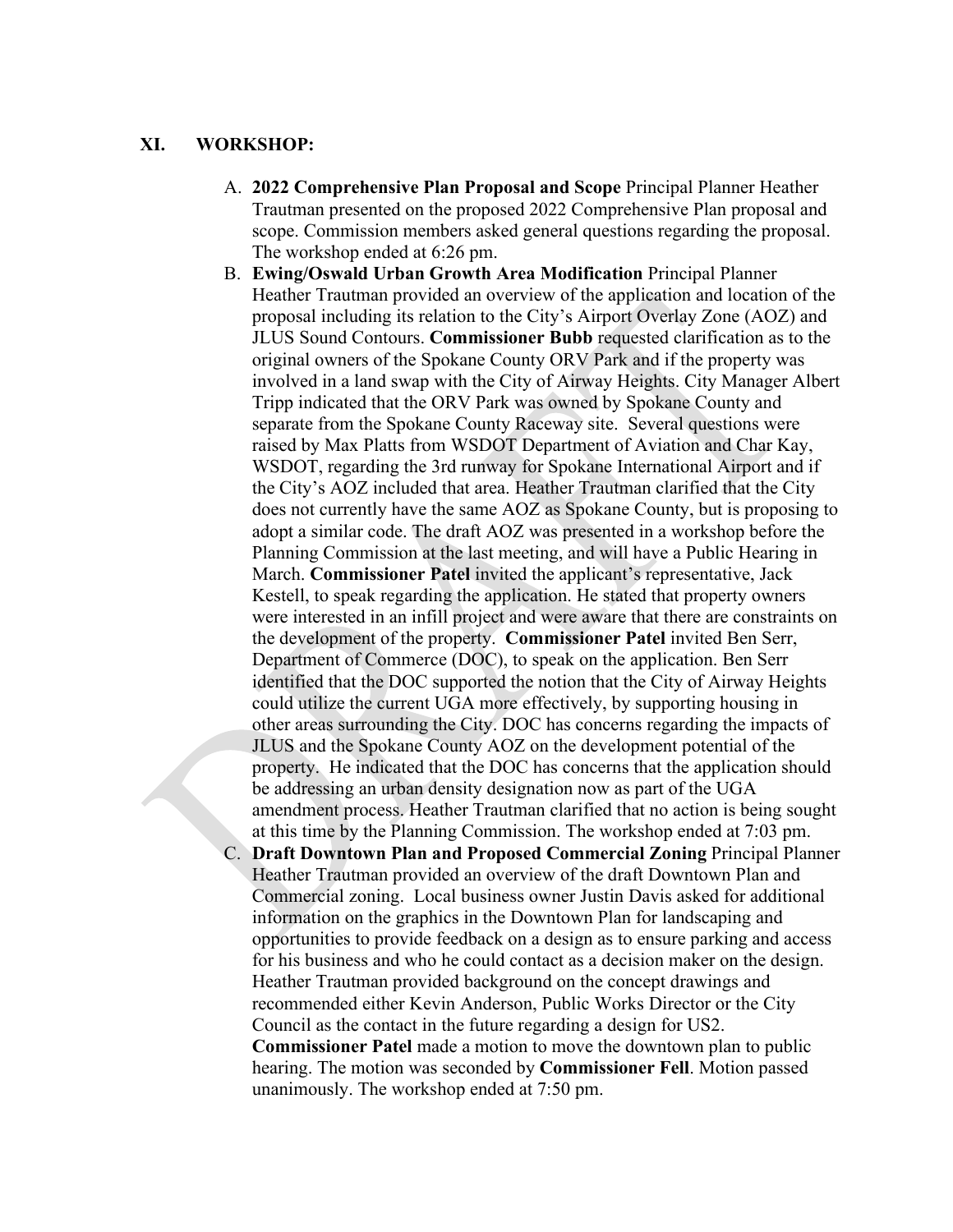## XI. WORKSHOP:

A. **2022 Comprehensive Plan Proposal and Scope** Principal Planner Heather Trautman presented on the proposed 2022 Comprehensive Plan proposal and scope. Commission members asked general questions regarding the proposal. The workshop ended at 6:26 pm.

B. **Ewing/Oswald Urban Growth Area Modification** Principal Planner Heather Trautman provided an overview of the application and location of the proposal including its relation to the City's Airport Overlay Zone (AOZ) and JLUS Sound Contours. **Commissioner Bubb** requested clarification as to the original owners of the Spokane County ORV Park and if the property was involved in a land swap with the City of Airway Heights. City Manager Albert Tripp indicated that the ORV Park was owned by Spokane County and separate from the Spokane County Raceway site. Several questions were raised by Max Platts from WSDOT Department of Aviation and Char Kay, WSDOT, regarding the 3rd runway for Spokane International Airport and if the City's AOZ included that area. Heather Trautman clarified that the City does not currently have the same AOZ as Spokane County, but is proposing to adopt a similar code. The draft AOZ was presented in a workshop before the Planning Commission at the last meeting, and will have a Public Hearing in March. **Commissioner Patel** invited the applicant's representative, Jack Kestell, to speak regarding the application. He stated that property owners were interested in an infill project and were aware that there are constraints on the development of the property. **Commissioner Patel** invited Ben Serr, Department of Commerce (DOC), to speak on the application. Ben Serr identified that the DOC supported the notion that the City of Airway Heights could utilize the current UGA more effectively, by supporting housing in other areas surrounding the City. DOC has concerns regarding the impacts of JLUS and the Spokane County AOZ on the development potential of the property. He indicated that the DOC has concerns that the application should be addressing an urban density designation now as part of the UGA amendment process. Heather Trautman clarified that no action is being sought at this time by the Planning Commission. The workshop ended at 7:03 pm.

C. **Draft Downtown Plan and Proposed Commercial Zoning** Principal Planner Heather Trautman provided an overview of the draft Downtown Plan and Commercial zoning. Local business owner Justin Davis asked for additional information on the graphics in the Downtown Plan for landscaping and opportunities to provide feedback on a design as to ensure parking and access for his business and who he could contact as a decision maker on the design. Heather Trautman provided background on the concept drawings and recommended either Kevin Anderson, Public Works Director or the City Council as the contact in the future regarding a design for US2. **Commissioner Patel** made a motion to move the downtown plan to public hearing. The motion was seconded by **Commissioner Fell**. Motion passed unanimously. The workshop ended at 7:50 pm.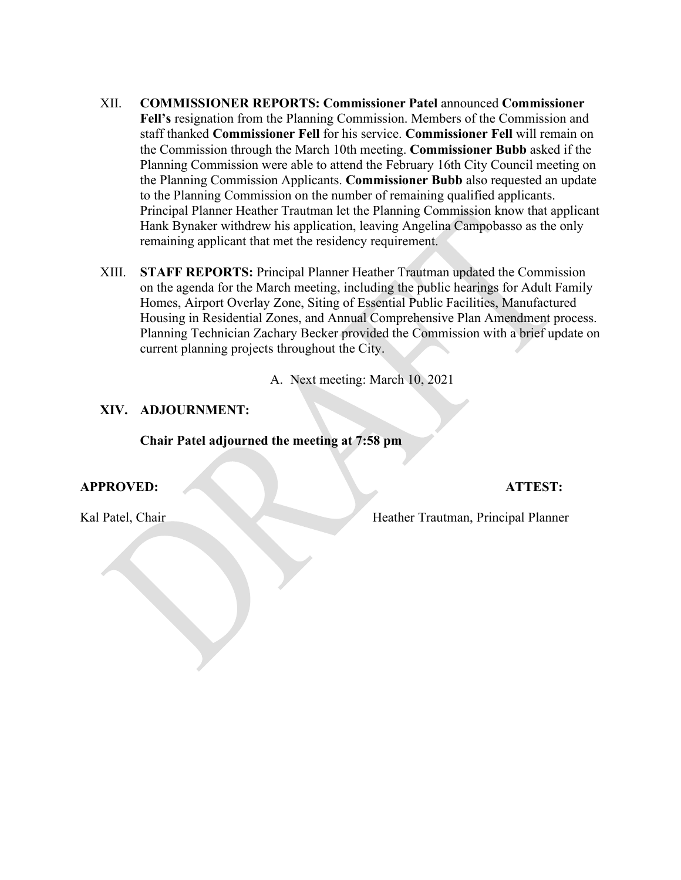XII. **COMMISSIONER REPORTS: Commissioner Patel** announced **Commissioner Fell's** resignation from the Planning Commission. Members of the Commission and staff thanked **Commissioner Fell** for his service. **Commissioner Fell** will remain on the Commission through the March 10th meeting. **Commissioner Bubb** asked if the Planning Commission were able to attend the February 16th City Council meeting on the Planning Commission Applicants. **Commissioner Bubb** also requested an update to the Planning Commission on the number of remaining qualified applicants. Principal Planner Heather Trautman let the Planning Commission know that applicant Hank Bynaker withdrew his application, leaving Angelina Campobasso as the only remaining applicant that met the residency requirement.

XIII. **STAFF REPORTS:** Principal Planner Heather Trautman updated the Commission on the agenda for the March meeting, including the public hearings for Adult Family Homes, Airport Overlay Zone, Siting of Essential Public Facilities, Manufactured Housing in Residential Zones, and Annual Comprehensive Plan Amendment process. Planning Technician Zachary Becker provided the Commission with a brief update on current planning projects throughout the City.

A. Next meeting: March 10, 2021

**XIV. ADJOURNMENT:**

**Chair Patel adjourned the meeting at 7:58 pm**

**APPROVED:** **ATTEST:**

Kal Patel, Chair Heather Trautman, Principal Planner